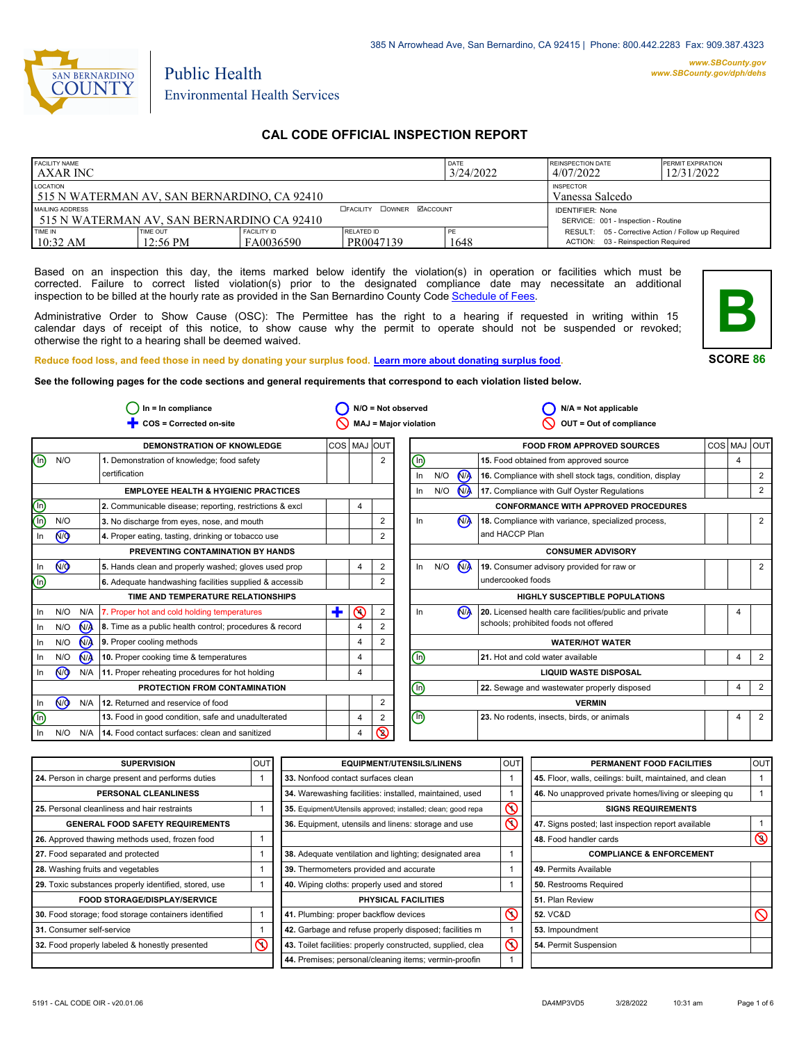385 N Arrowhead Ave, San Bernardino, CA 92415 | Phone: 800.442.2283 Fax: 909.387.4323

www.SBCounty.gov
www.SBCounty.gov/dph/dehs

SAN BERNARDINO COUNTY

Public Health
Environmental Health Services

# CAL CODE OFFICIAL INSPECTION REPORT

| FACILITY NAME | | | | DATE | REINSPECTION DATE | PERMIT EXPIRATION |
|---|---|---|---|---|---|---|
| AXAR INC | | | | 3/24/2022 | 4/07/2022 | 12/31/2022 |
| LOCATION: 515 N WATERMAN AV, SAN BERNARDINO, CA 92410 | | | | | INSPECTOR: Vanessa Salcedo | |
| MAILING ADDRESS: 515 N WATERMAN AV, SAN BERNARDINO CA 92410 | | | ☐FACILITY ☐OWNER ☑ACCOUNT | | IDENTIFIER: None<br>SERVICE: 001 - Inspection - Routine | |
| TIME IN: 10:32 AM | TIME OUT: 12:56 PM | FACILITY ID: FA0036590 | RELATED ID: PR0047139 | PE: 1648 | RESULT: 05 - Corrective Action / Follow up Required<br>ACTION: 03 - Reinspection Required | |

Based on an inspection this day, the items marked below identify the violation(s) in operation or facilities which must be corrected. Failure to correct listed violation(s) prior to the designated compliance date may necessitate an additional inspection to be billed at the hourly rate as provided in the San Bernardino County Code Schedule of Fees.

Administrative Order to Show Cause (OSC): The Permittee has the right to a hearing if requested in writing within 15 calendar days of receipt of this notice, to show cause why the permit to operate should not be suspended or revoked; otherwise the right to a hearing shall be deemed waived.

**B**

**SCORE 86**

Reduce food loss, and feed those in need by donating your surplus food. Learn more about donating surplus food.

**See the following pages for the code sections and general requirements that correspond to each violation listed below.**

In = In compliance | N/O = Not observed | N/A = Not applicable | COS = Corrected on-site | MAJ = Major violation | OUT = Out of compliance

| Status | Item | COS | MAJ | OUT |
|---|---|---|---|---|
| **DEMONSTRATION OF KNOWLEDGE** | | | | |
| In | 1. Demonstration of knowledge; food safety certification | | | 2 |
| **EMPLOYEE HEALTH & HYGIENIC PRACTICES** | | | | |
| In | 2. Communicable disease; reporting, restrictions & excl | | 4 | |
| In | 3. No discharge from eyes, nose, and mouth | | | 2 |
| N/O | 4. Proper eating, tasting, drinking or tobacco use | | | 2 |
| **PREVENTING CONTAMINATION BY HANDS** | | | | |
| N/O | 5. Hands clean and properly washed; gloves used prop | | 4 | 2 |
| In | 6. Adequate handwashing facilities supplied & accessib | | | 2 |
| **TIME AND TEMPERATURE RELATIONSHIPS** | | | | |
| | 7. Proper hot and cold holding temperatures | ✚ | ⊘ | 2 |
| N/A | 8. Time as a public health control; procedures & record | | 4 | 2 |
| N/A | 9. Proper cooling methods | | 4 | 2 |
| N/A | 10. Proper cooking time & temperatures | | 4 | |
| N/O | 11. Proper reheating procedures for hot holding | | 4 | |
| **PROTECTION FROM CONTAMINATION** | | | | |
| N/O | 12. Returned and reservice of food | | | 2 |
| In | 13. Food in good condition, safe and unadulterated | | 4 | 2 |
| | 14. Food contact surfaces: clean and sanitized | | 4 | ⊘ |
| **FOOD FROM APPROVED SOURCES** | | | | |
| In | 15. Food obtained from approved source | | 4 | |
| N/A | 16. Compliance with shell stock tags, condition, display | | | 2 |
| N/A | 17. Compliance with Gulf Oyster Regulations | | | 2 |
| **CONFORMANCE WITH APPROVED PROCEDURES** | | | | |
| N/A | 18. Compliance with variance, specialized process, and HACCP Plan | | | 2 |
| **CONSUMER ADVISORY** | | | | |
| N/A | 19. Consumer advisory provided for raw or undercooked foods | | | 2 |
| **HIGHLY SUSCEPTIBLE POPULATIONS** | | | | |
| N/A | 20. Licensed health care facilities/public and private schools; prohibited foods not offered | | 4 | |
| **WATER/HOT WATER** | | | | |
| In | 21. Hot and cold water available | | 4 | 2 |
| **LIQUID WASTE DISPOSAL** | | | | |
| In | 22. Sewage and wastewater properly disposed | | 4 | 2 |
| **VERMIN** | | | | |
| In | 23. No rodents, insects, birds, or animals | | 4 | 2 |

| Item | OUT |
|---|---|
| **SUPERVISION** | |
| 24. Person in charge present and performs duties | 1 |
| **PERSONAL CLEANLINESS** | |
| 25. Personal cleanliness and hair restraints | 1 |
| **GENERAL FOOD SAFETY REQUIREMENTS** | |
| 26. Approved thawing methods used, frozen food | 1 |
| 27. Food separated and protected | 1 |
| 28. Washing fruits and vegetables | 1 |
| 29. Toxic substances properly identified, stored, use | 1 |
| **FOOD STORAGE/DISPLAY/SERVICE** | |
| 30. Food storage; food storage containers identified | 1 |
| 31. Consumer self-service | 1 |
| 32. Food properly labeled & honestly presented | ⊘ |
| **EQUIPMENT/UTENSILS/LINENS** | |
| 33. Nonfood contact surfaces clean | 1 |
| 34. Warewashing facilities: installed, maintained, used | 1 |
| 35. Equipment/Utensils approved; installed; clean; good repa | ⊘ |
| 36. Equipment, utensils and linens: storage and use | ⊘ |
| 38. Adequate ventilation and lighting; designated area | 1 |
| 39. Thermometers provided and accurate | 1 |
| 40. Wiping cloths: properly used and stored | 1 |
| **PHYSICAL FACILITIES** | |
| 41. Plumbing: proper backflow devices | ⊘ |
| 42. Garbage and refuse properly disposed; facilities m | 1 |
| 43. Toilet facilities: properly constructed, supplied, clea | ⊘ |
| 44. Premises; personal/cleaning items; vermin-proofin | 1 |
| **PERMANENT FOOD FACILITIES** | |
| 45. Floor, walls, ceilings: built, maintained, and clean | 1 |
| 46. No unapproved private homes/living or sleeping qu | 1 |
| **SIGNS REQUIREMENTS** | |
| 47. Signs posted; last inspection report available | 1 |
| 48. Food handler cards | ⊘ |
| **COMPLIANCE & ENFORCEMENT** | |
| 49. Permits Available | |
| 50. Restrooms Required | |
| 51. Plan Review | |
| 52. VC&D | ⊘ |
| 53. Impoundment | |
| 54. Permit Suspension | |

5191 - CAL CODE OIR - v20.01.06 | DA4MP3VD5 | 3/28/2022 | 10:31 am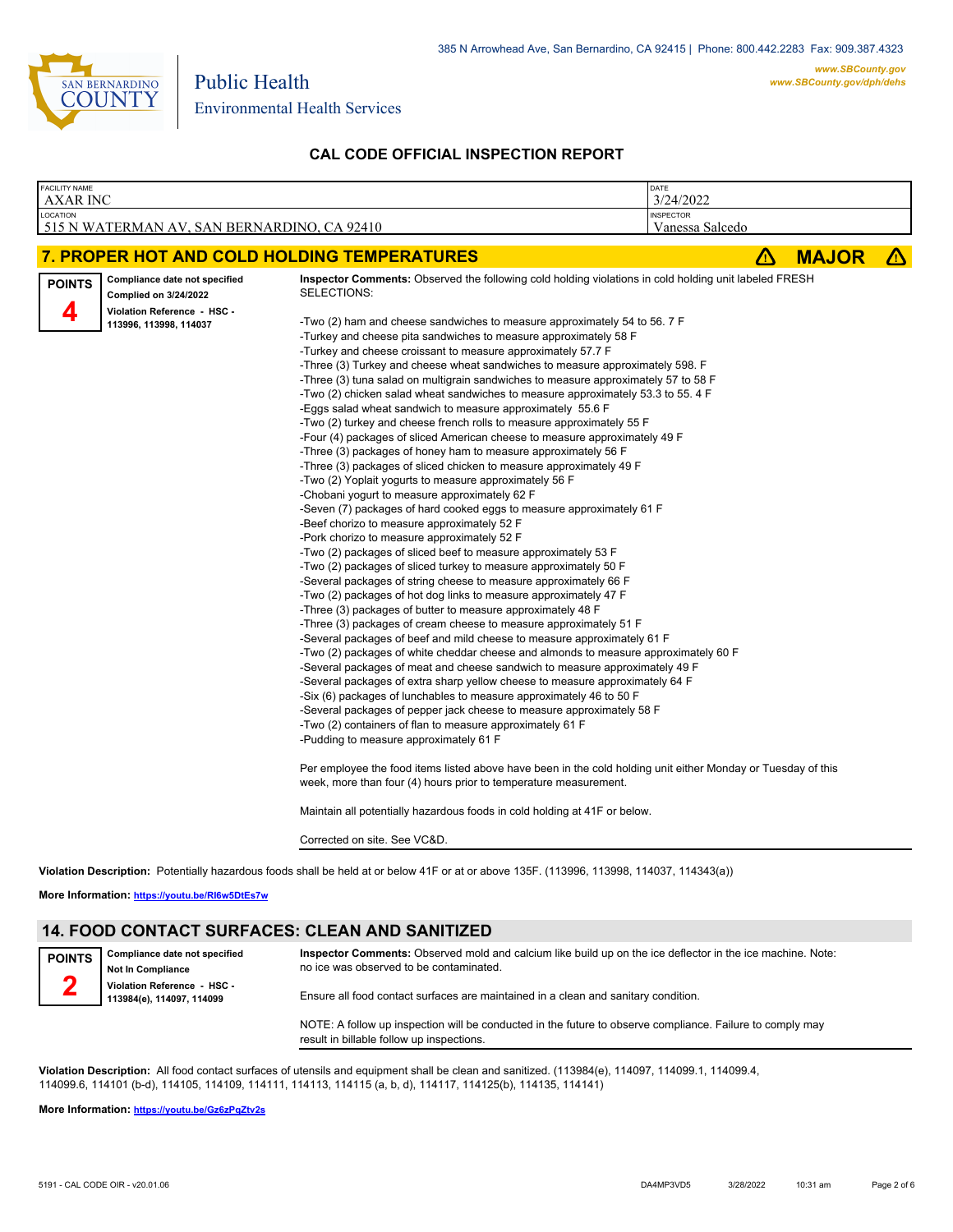## CAL CODE OFFICIAL INSPECTION REPORT

| FACILITY NAME | DATE |
|---|---|
| AXAR INC | 3/24/2022 |
| **LOCATION** | **INSPECTOR** |
| 515 N WATERMAN AV, SAN BERNARDINO, CA 92410 | Vanessa Salcedo |

## 7. PROPER HOT AND COLD HOLDING TEMPERATURES — MAJOR

**POINTS 4**

**Compliance date not specified**
**Complied on 3/24/2022**
**Violation Reference - HSC - 113996, 113998, 114037**

**Inspector Comments:** Observed the following cold holding violations in cold holding unit labeled FRESH SELECTIONS:

-Two (2) ham and cheese sandwiches to measure approximately 54 to 56. 7 F
-Turkey and cheese pita sandwiches to measure approximately 58 F
-Turkey and cheese croissant to measure approximately 57.7 F
-Three (3) Turkey and cheese wheat sandwiches to measure approximately 598. F
-Three (3) tuna salad on multigrain sandwiches to measure approximately 57 to 58 F
-Two (2) chicken salad wheat sandwiches to measure approximately 53.3 to 55. 4 F
-Eggs salad wheat sandwich to measure approximately 55.6 F
-Two (2) turkey and cheese french rolls to measure approximately 55 F
-Four (4) packages of sliced American cheese to measure approximately 49 F
-Three (3) packages of honey ham to measure approximately 56 F
-Three (3) packages of sliced chicken to measure approximately 49 F
-Two (2) Yoplait yogurts to measure approximately 56 F
-Chobani yogurt to measure approximately 62 F
-Seven (7) packages of hard cooked eggs to measure approximately 61 F
-Beef chorizo to measure approximately 52 F
-Pork chorizo to measure approximately 52 F
-Two (2) packages of sliced beef to measure approximately 53 F
-Two (2) packages of sliced turkey to measure approximately 50 F
-Several packages of string cheese to measure approximately 66 F
-Two (2) packages of hot dog links to measure approximately 47 F
-Three (3) packages of butter to measure approximately 48 F
-Three (3) packages of cream cheese to measure approximately 51 F
-Several packages of beef and mild cheese to measure approximately 61 F
-Two (2) packages of white cheddar cheese and almonds to measure approximately 60 F
-Several packages of meat and cheese sandwich to measure approximately 49 F
-Several packages of extra sharp yellow cheese to measure approximately 64 F
-Six (6) packages of lunchables to measure approximately 46 to 50 F
-Several packages of pepper jack cheese to measure approximately 58 F
-Two (2) containers of flan to measure approximately 61 F
-Pudding to measure approximately 61 F

Per employee the food items listed above have been in the cold holding unit either Monday or Tuesday of this week, more than four (4) hours prior to temperature measurement.

Maintain all potentially hazardous foods in cold holding at 41F or below.

Corrected on site. See VC&D.

**Violation Description:** Potentially hazardous foods shall be held at or below 41F or at or above 135F. (113996, 113998, 114037, 114343(a))

**More Information:** https://youtu.be/RI6w5DtEs7w

## 14. FOOD CONTACT SURFACES: CLEAN AND SANITIZED

**POINTS 2**

**Compliance date not specified**
**Not In Compliance**
**Violation Reference - HSC - 113984(e), 114097, 114099**

**Inspector Comments:** Observed mold and calcium like build up on the ice deflector in the ice machine. Note: no ice was observed to be contaminated.

Ensure all food contact surfaces are maintained in a clean and sanitary condition.

NOTE: A follow up inspection will be conducted in the future to observe compliance. Failure to comply may result in billable follow up inspections.

**Violation Description:** All food contact surfaces of utensils and equipment shall be clean and sanitized. (113984(e), 114097, 114099.1, 114099.4, 114099.6, 114101 (b-d), 114105, 114109, 114111, 114113, 114115 (a, b, d), 114117, 114125(b), 114135, 114141)

**More Information:** https://youtu.be/Gz6zPqZtv2s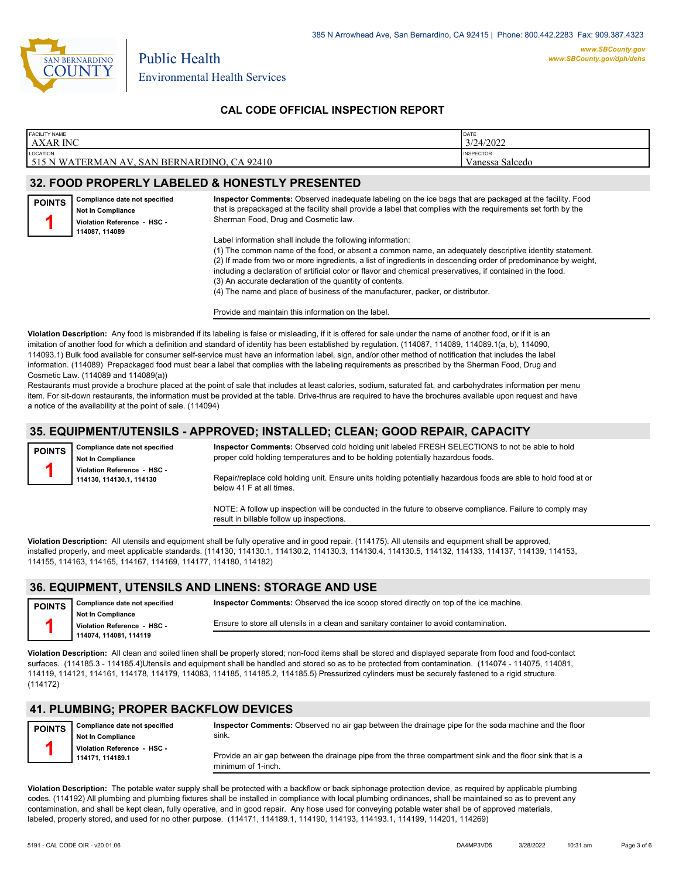# CAL CODE OFFICIAL INSPECTION REPORT

| FACILITY NAME | DATE |
|---|---|
| AXAR INC | 3/24/2022 |
| **LOCATION** | **INSPECTOR** |
| 515 N WATERMAN AV, SAN BERNARDINO, CA 92410 | Vanessa Salcedo |

## 32. FOOD PROPERLY LABELED & HONESTLY PRESENTED

**POINTS** 1

**Compliance date not specified**
**Not In Compliance**
**Violation Reference - HSC - 114087, 114089**

**Inspector Comments:** Observed inadequate labeling on the ice bags that are packaged at the facility. Food that is prepackaged at the facility shall provide a label that complies with the requirements set forth by the Sherman Food, Drug and Cosmetic law.

Label information shall include the following information:
(1) The common name of the food, or absent a common name, an adequately descriptive identity statement.
(2) If made from two or more ingredients, a list of ingredients in descending order of predominance by weight, including a declaration of artificial color or flavor and chemical preservatives, if contained in the food.
(3) An accurate declaration of the quantity of contents.
(4) The name and place of business of the manufacturer, packer, or distributor.

Provide and maintain this information on the label.

**Violation Description:** Any food is misbranded if its labeling is false or misleading, if it is offered for sale under the name of another food, or if it is an imitation of another food for which a definition and standard of identity has been established by regulation. (114087, 114089, 114089.1(a, b), 114090, 114093.1) Bulk food available for consumer self-service must have an information label, sign, and/or other method of notification that includes the label information. (114089) Prepackaged food must bear a label that complies with the labeling requirements as prescribed by the Sherman Food, Drug and Cosmetic Law. (114089 and 114089(a))
Restaurants must provide a brochure placed at the point of sale that includes at least calories, sodium, saturated fat, and carbohydrates information per menu item. For sit-down restaurants, the information must be provided at the table. Drive-thrus are required to have the brochures available upon request and have a notice of the availability at the point of sale. (114094)

## 35. EQUIPMENT/UTENSILS - APPROVED; INSTALLED; CLEAN; GOOD REPAIR, CAPACITY

**POINTS** 1

**Compliance date not specified**
**Not In Compliance**
**Violation Reference - HSC - 114130, 114130.1, 114130**

**Inspector Comments:** Observed cold holding unit labeled FRESH SELECTIONS to not be able to hold proper cold holding temperatures and to be holding potentially hazardous foods.

Repair/replace cold holding unit. Ensure units holding potentially hazardous foods are able to hold food at or below 41 F at all times.

NOTE: A follow up inspection will be conducted in the future to observe compliance. Failure to comply may result in billable follow up inspections.

**Violation Description:** All utensils and equipment shall be fully operative and in good repair. (114175). All utensils and equipment shall be approved, installed properly, and meet applicable standards. (114130, 114130.1, 114130.2, 114130.3, 114130.4, 114130.5, 114132, 114133, 114137, 114139, 114153, 114155, 114163, 114165, 114167, 114169, 114177, 114180, 114182)

## 36. EQUIPMENT, UTENSILS AND LINENS: STORAGE AND USE

**POINTS** 1

**Compliance date not specified**
**Not In Compliance**
**Violation Reference - HSC - 114074, 114081, 114119**

**Inspector Comments:** Observed the ice scoop stored directly on top of the ice machine.

Ensure to store all utensils in a clean and sanitary container to avoid contamination.

**Violation Description:** All clean and soiled linen shall be properly stored; non-food items shall be stored and displayed separate from food and food-contact surfaces. (114185.3 - 114185.4)Utensils and equipment shall be handled and stored so as to be protected from contamination. (114074 - 114075, 114081, 114119, 114121, 114161, 114178, 114179, 114083, 114185, 114185.2, 114185.5) Pressurized cylinders must be securely fastened to a rigid structure. (114172)

## 41. PLUMBING; PROPER BACKFLOW DEVICES

**POINTS** 1

**Compliance date not specified**
**Not In Compliance**
**Violation Reference - HSC - 114171, 114189.1**

**Inspector Comments:** Observed no air gap between the drainage pipe for the soda machine and the floor sink.

Provide an air gap between the drainage pipe from the three compartment sink and the floor sink that is a minimum of 1-inch.

**Violation Description:** The potable water supply shall be protected with a backflow or back siphonage protection device, as required by applicable plumbing codes. (114192) All plumbing and plumbing fixtures shall be installed in compliance with local plumbing ordinances, shall be maintained so as to prevent any contamination, and shall be kept clean, fully operative, and in good repair. Any hose used for conveying potable water shall be of approved materials, labeled, properly stored, and used for no other purpose. (114171, 114189.1, 114190, 114193, 114193.1, 114199, 114201, 114269)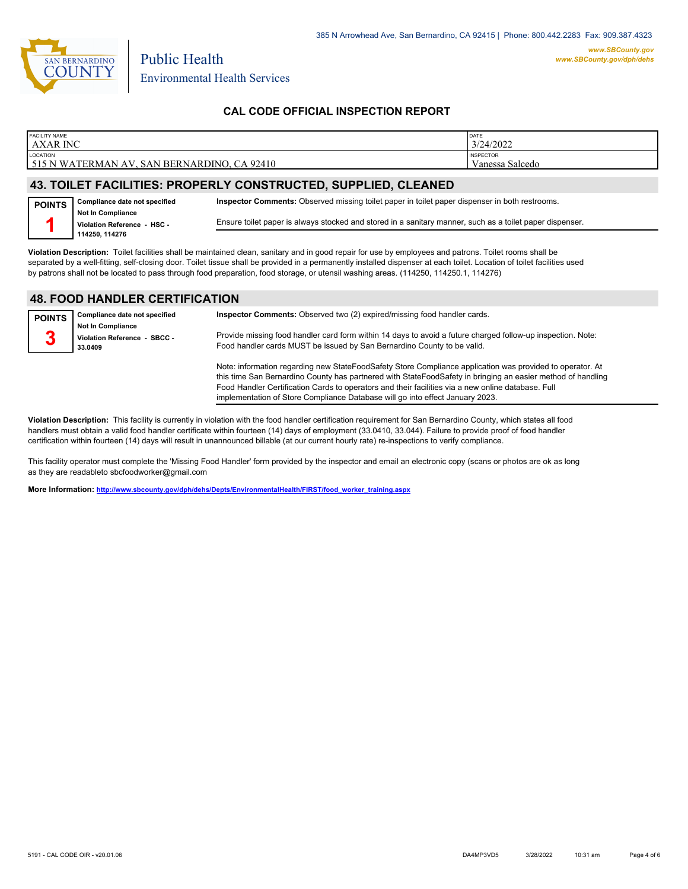385 N Arrowhead Ave, San Bernardino, CA 92415 | Phone: 800.442.2283 Fax: 909.387.4323

Public Health
Environmental Health Services

www.SBCounty.gov
www.SBCounty.gov/dph/dehs

## CAL CODE OFFICIAL INSPECTION REPORT

| FACILITY NAME | DATE |
|---|---|
| AXAR INC | 3/24/2022 |
| **LOCATION** | **INSPECTOR** |
| 515 N WATERMAN AV, SAN BERNARDINO, CA 92410 | Vanessa Salcedo |

## 43. TOILET FACILITIES: PROPERLY CONSTRUCTED, SUPPLIED, CLEANED

**POINTS**
**1**

**Compliance date not specified**
**Not In Compliance**
**Violation Reference - HSC - 114250, 114276**

**Inspector Comments:** Observed missing toilet paper in toilet paper dispenser in both restrooms.

Ensure toilet paper is always stocked and stored in a sanitary manner, such as a toilet paper dispenser.

**Violation Description:** Toilet facilities shall be maintained clean, sanitary and in good repair for use by employees and patrons. Toilet rooms shall be separated by a well-fitting, self-closing door. Toilet tissue shall be provided in a permanently installed dispenser at each toilet. Location of toilet facilities used by patrons shall not be located to pass through food preparation, food storage, or utensil washing areas. (114250, 114250.1, 114276)

## 48. FOOD HANDLER CERTIFICATION

**POINTS**
**3**

**Compliance date not specified**
**Not In Compliance**
**Violation Reference - SBCC - 33.0409**

**Inspector Comments:** Observed two (2) expired/missing food handler cards.

Provide missing food handler card form within 14 days to avoid a future charged follow-up inspection. Note: Food handler cards MUST be issued by San Bernardino County to be valid.

Note: information regarding new StateFoodSafety Store Compliance application was provided to operator. At this time San Bernardino County has partnered with StateFoodSafety in bringing an easier method of handling Food Handler Certification Cards to operators and their facilities via a new online database. Full implementation of Store Compliance Database will go into effect January 2023.

**Violation Description:** This facility is currently in violation with the food handler certification requirement for San Bernardino County, which states all food handlers must obtain a valid food handler certificate within fourteen (14) days of employment (33.0410, 33.044). Failure to provide proof of food handler certification within fourteen (14) days will result in unannounced billable (at our current hourly rate) re-inspections to verify compliance.

This facility operator must complete the 'Missing Food Handler' form provided by the inspector and email an electronic copy (scans or photos are ok as long as they are readableto sbcfoodworker@gmail.com

**More Information:** http://www.sbcounty.gov/dph/dehs/Depts/EnvironmentalHealth/FIRST/food_worker_training.aspx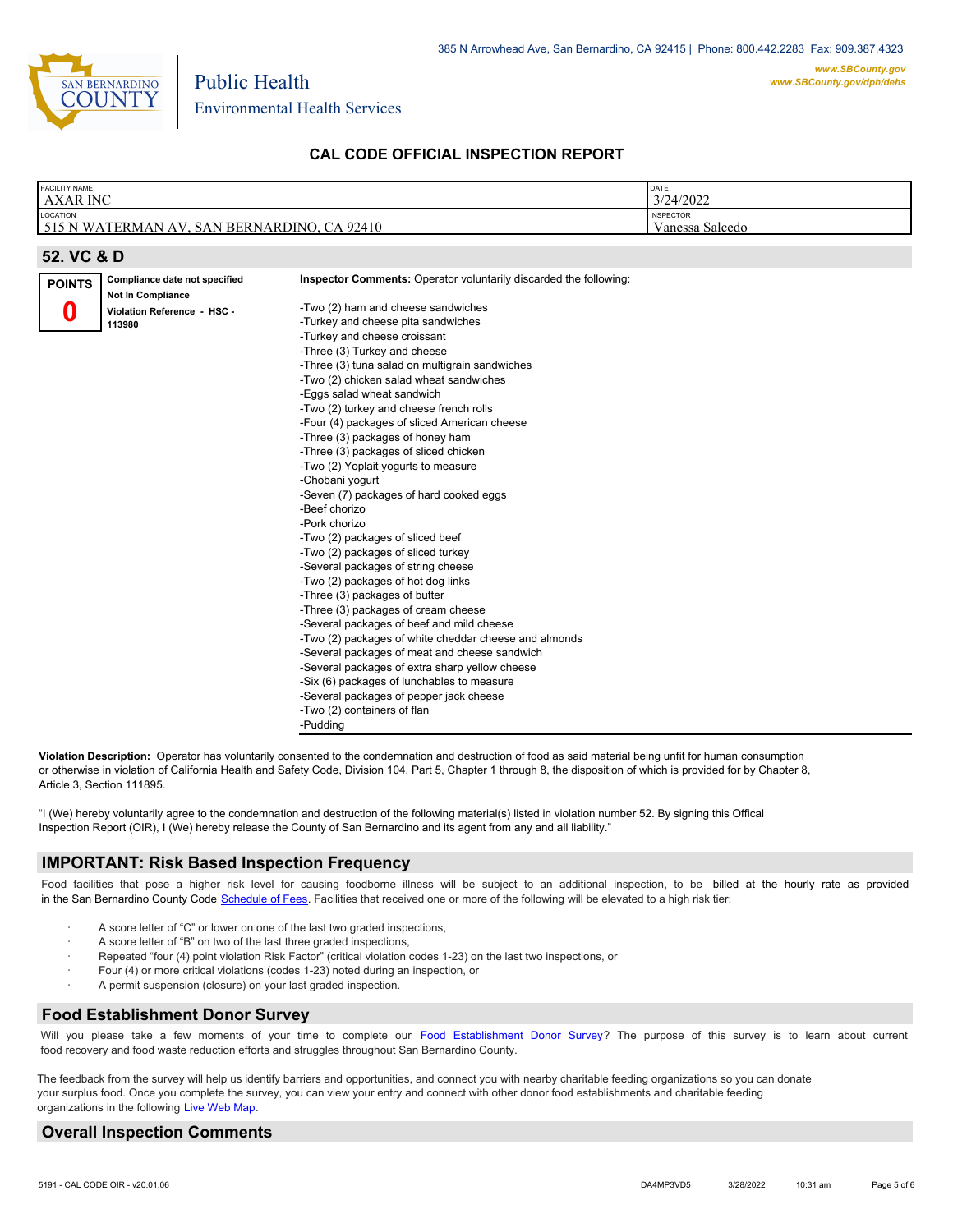385 N Arrowhead Ave, San Bernardino, CA 92415 | Phone: 800.442.2283 Fax: 909.387.4323

www.SBCounty.gov
www.SBCounty.gov/dph/dehs

Public Health
Environmental Health Services

## CAL CODE OFFICIAL INSPECTION REPORT

| FACILITY NAME | DATE |
|---|---|
| AXAR INC | 3/24/2022 |
| **LOCATION** | **INSPECTOR** |
| 515 N WATERMAN AV, SAN BERNARDINO, CA 92410 | Vanessa Salcedo |

### 52. VC & D

**POINTS**
**0**

**Compliance date not specified**
**Not In Compliance**
**Violation Reference - HSC - 113980**

**Inspector Comments:** Operator voluntarily discarded the following:

-Two (2) ham and cheese sandwiches
-Turkey and cheese pita sandwiches
-Turkey and cheese croissant
-Three (3) Turkey and cheese
-Three (3) tuna salad on multigrain sandwiches
-Two (2) chicken salad wheat sandwiches
-Eggs salad wheat sandwich
-Two (2) turkey and cheese french rolls
-Four (4) packages of sliced American cheese
-Three (3) packages of honey ham
-Three (3) packages of sliced chicken
-Two (2) Yoplait yogurts to measure
-Chobani yogurt
-Seven (7) packages of hard cooked eggs
-Beef chorizo
-Pork chorizo
-Two (2) packages of sliced beef
-Two (2) packages of sliced turkey
-Several packages of string cheese
-Two (2) packages of hot dog links
-Three (3) packages of butter
-Three (3) packages of cream cheese
-Several packages of beef and mild cheese
-Two (2) packages of white cheddar cheese and almonds
-Several packages of meat and cheese sandwich
-Several packages of extra sharp yellow cheese
-Six (6) packages of lunchables to measure
-Several packages of pepper jack cheese
-Two (2) containers of flan
-Pudding

**Violation Description:** Operator has voluntarily consented to the condemnation and destruction of food as said material being unfit for human consumption or otherwise in violation of California Health and Safety Code, Division 104, Part 5, Chapter 1 through 8, the disposition of which is provided for by Chapter 8, Article 3, Section 111895.

"I (We) hereby voluntarily agree to the condemnation and destruction of the following material(s) listed in violation number 52. By signing this Offical Inspection Report (OIR), I (We) hereby release the County of San Bernardino and its agent from any and all liability."

### IMPORTANT: Risk Based Inspection Frequency

Food facilities that pose a higher risk level for causing foodborne illness will be subject to an additional inspection, to be billed at the hourly rate as provided in the San Bernardino County Code Schedule of Fees. Facilities that received one or more of the following will be elevated to a high risk tier:

- A score letter of "C" or lower on one of the last two graded inspections,
- A score letter of "B" on two of the last three graded inspections,
- Repeated "four (4) point violation Risk Factor" (critical violation codes 1-23) on the last two inspections, or
- Four (4) or more critical violations (codes 1-23) noted during an inspection, or
- A permit suspension (closure) on your last graded inspection.

### Food Establishment Donor Survey

Will you please take a few moments of your time to complete our Food Establishment Donor Survey? The purpose of this survey is to learn about current food recovery and food waste reduction efforts and struggles throughout San Bernardino County.

The feedback from the survey will help us identify barriers and opportunities, and connect you with nearby charitable feeding organizations so you can donate your surplus food. Once you complete the survey, you can view your entry and connect with other donor food establishments and charitable feeding organizations in the following Live Web Map.

### Overall Inspection Comments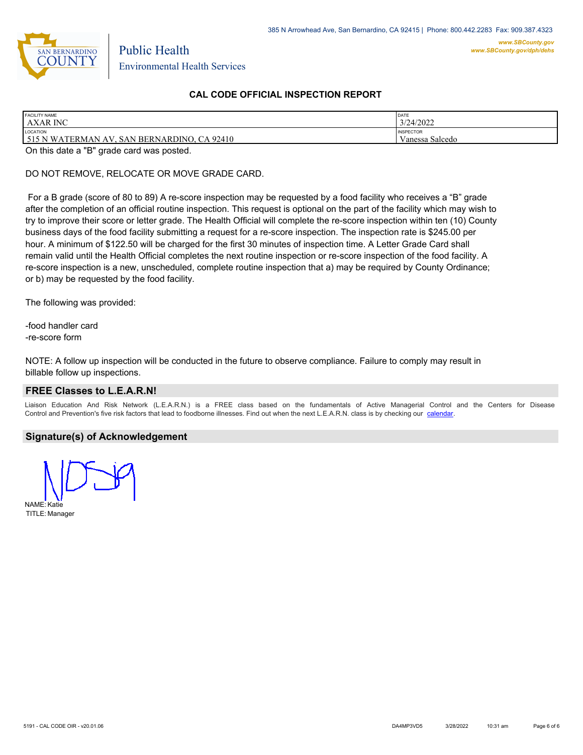385 N Arrowhead Ave, San Bernardino, CA 92415 | Phone: 800.442.2283 Fax: 909.387.4323

www.SBCounty.gov
www.SBCounty.gov/dph/dehs

SAN BERNARDINO COUNTY

Public Health
Environmental Health Services

## CAL CODE OFFICIAL INSPECTION REPORT

| | |
|---|---|
| FACILITY NAME<br>AXAR INC | DATE<br>3/24/2022 |
| LOCATION<br>515 N WATERMAN AV, SAN BERNARDINO, CA 92410 | INSPECTOR<br>Vanessa Salcedo |

On this date a "B" grade card was posted.

DO NOT REMOVE, RELOCATE OR MOVE GRADE CARD.

For a B grade (score of 80 to 89) A re-score inspection may be requested by a food facility who receives a "B" grade after the completion of an official routine inspection. This request is optional on the part of the facility which may wish to try to improve their score or letter grade. The Health Official will complete the re-score inspection within ten (10) County business days of the food facility submitting a request for a re-score inspection. The inspection rate is $245.00 per hour. A minimum of $122.50 will be charged for the first 30 minutes of inspection time. A Letter Grade Card shall remain valid until the Health Official completes the next routine inspection or re-score inspection of the food facility. A re-score inspection is a new, unscheduled, complete routine inspection that a) may be required by County Ordinance; or b) may be requested by the food facility.

The following was provided:

-food handler card
-re-score form

NOTE: A follow up inspection will be conducted in the future to observe compliance. Failure to comply may result in billable follow up inspections.

## FREE Classes to L.E.A.R.N!

Liaison Education And Risk Network (L.E.A.R.N.) is a FREE class based on the fundamentals of Active Managerial Control and the Centers for Disease Control and Prevention's five risk factors that lead to foodborne illnesses. Find out when the next L.E.A.R.N. class is by checking our calendar.

## Signature(s) of Acknowledgement

NAME: Katie
TITLE: Manager

5191 - CAL CODE OIR - v20.01.06 DA4MP3VD5 3/28/2022 10:31 am